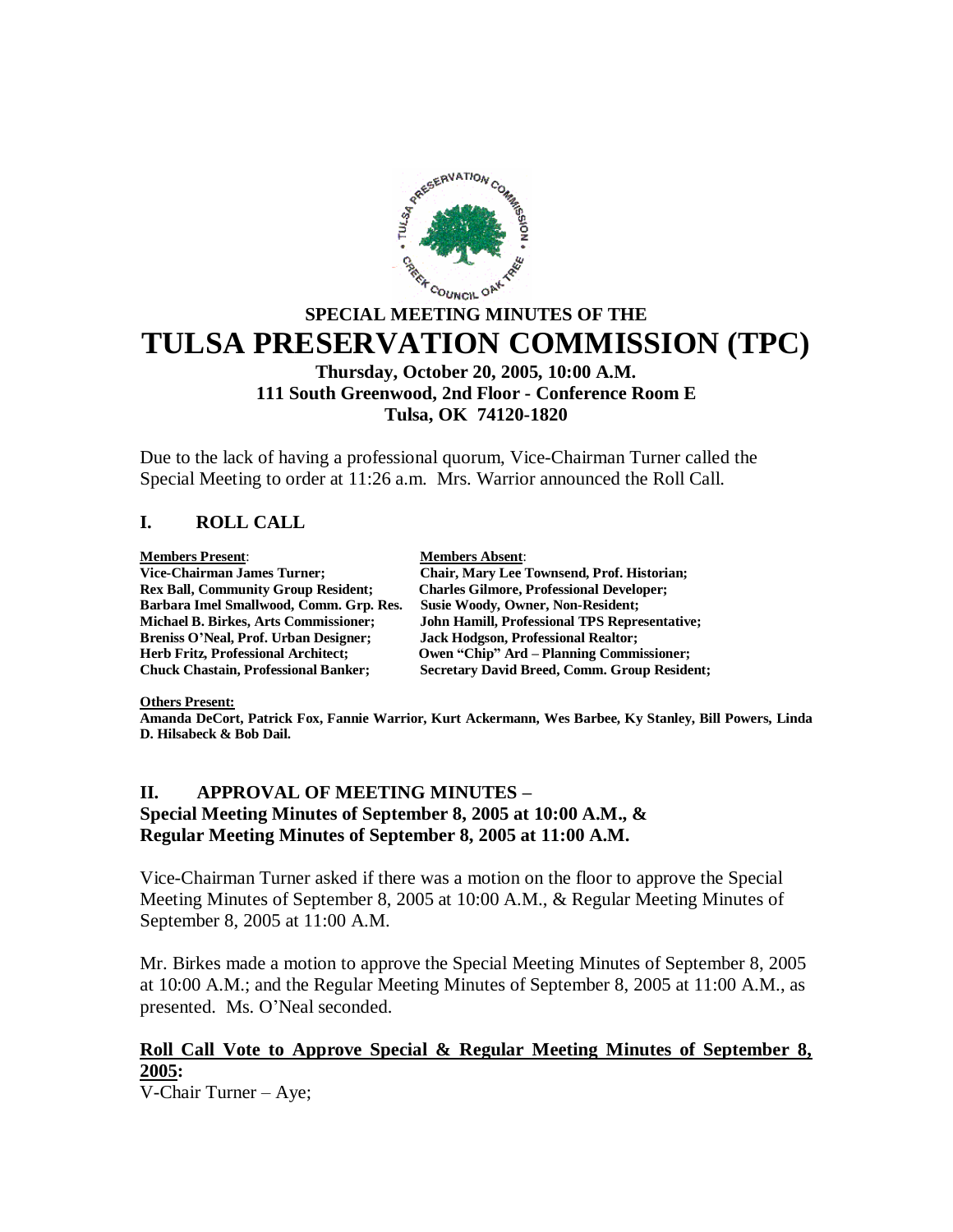# SPECIAL MEETING MINUTES OF THE

# TULSA PRESERVATION COMMISSION (TPC)

**Thursday, October 20, 2005, 10:00 A.M.**
**111 South Greenwood, 2nd Floor - Conference Room E**
**Tulsa, OK 74120-1820**

Due to the lack of having a professional quorum, Vice-Chairman Turner called the Special Meeting to order at 11:26 a.m. Mrs. Warrior announced the Roll Call.

## I. ROLL CALL

| **Members Present:** | **Members Absent:** |
|---|---|
| **Vice-Chairman James Turner;** | **Chair, Mary Lee Townsend, Prof. Historian;** |
| **Rex Ball, Community Group Resident;** | **Charles Gilmore, Professional Developer;** |
| **Barbara Imel Smallwood, Comm. Grp. Res.** | **Susie Woody, Owner, Non-Resident;** |
| **Michael B. Birkes, Arts Commissioner;** | **John Hamill, Professional TPS Representative;** |
| **Breniss O'Neal, Prof. Urban Designer;** | **Jack Hodgson, Professional Realtor;** |
| **Herb Fritz, Professional Architect;** | **Owen "Chip" Ard – Planning Commissioner;** |
| **Chuck Chastain, Professional Banker;** | **Secretary David Breed, Comm. Group Resident;** |

**Others Present:**
**Amanda DeCort, Patrick Fox, Fannie Warrior, Kurt Ackermann, Wes Barbee, Ky Stanley, Bill Powers, Linda D. Hilsabeck & Bob Dail.**

## II. APPROVAL OF MEETING MINUTES –
**Special Meeting Minutes of September 8, 2005 at 10:00 A.M., &**
**Regular Meeting Minutes of September 8, 2005 at 11:00 A.M.**

Vice-Chairman Turner asked if there was a motion on the floor to approve the Special Meeting Minutes of September 8, 2005 at 10:00 A.M., & Regular Meeting Minutes of September 8, 2005 at 11:00 A.M.

Mr. Birkes made a motion to approve the Special Meeting Minutes of September 8, 2005 at 10:00 A.M.; and the Regular Meeting Minutes of September 8, 2005 at 11:00 A.M., as presented. Ms. O'Neal seconded.

**Roll Call Vote to Approve Special & Regular Meeting Minutes of September 8, 2005:**

V-Chair Turner – Aye;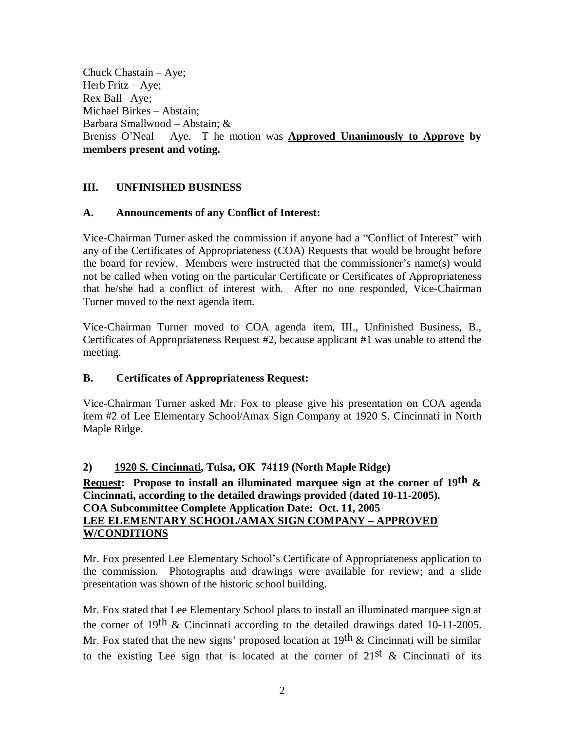Chuck Chastain – Aye;
Herb Fritz – Aye;
Rex Ball –Aye;
Michael Birkes – Abstain;
Barbara Smallwood – Abstain; &
Breniss O'Neal – Aye. T he motion was **Approved Unanimously to Approve by members present and voting.**

## III. UNFINISHED BUSINESS

### A. Announcements of any Conflict of Interest:

Vice-Chairman Turner asked the commission if anyone had a "Conflict of Interest" with any of the Certificates of Appropriateness (COA) Requests that would be brought before the board for review. Members were instructed that the commissioner's name(s) would not be called when voting on the particular Certificate or Certificates of Appropriateness that he/she had a conflict of interest with. After no one responded, Vice-Chairman Turner moved to the next agenda item.

Vice-Chairman Turner moved to COA agenda item, III., Unfinished Business, B., Certificates of Appropriateness Request #2, because applicant #1 was unable to attend the meeting.

### B. Certificates of Appropriateness Request:

Vice-Chairman Turner asked Mr. Fox to please give his presentation on COA agenda item #2 of Lee Elementary School/Amax Sign Company at 1920 S. Cincinnati in North Maple Ridge.

**2) 1920 S. Cincinnati, Tulsa, OK 74119 (North Maple Ridge)**

**Request: Propose to install an illuminated marquee sign at the corner of 19th & Cincinnati, according to the detailed drawings provided (dated 10-11-2005).**
**COA Subcommittee Complete Application Date: Oct. 11, 2005**
**LEE ELEMENTARY SCHOOL/AMAX SIGN COMPANY – APPROVED W/CONDITIONS**

Mr. Fox presented Lee Elementary School's Certificate of Appropriateness application to the commission. Photographs and drawings were available for review; and a slide presentation was shown of the historic school building.

Mr. Fox stated that Lee Elementary School plans to install an illuminated marquee sign at the corner of 19th & Cincinnati according to the detailed drawings dated 10-11-2005. Mr. Fox stated that the new signs' proposed location at 19th & Cincinnati will be similar to the existing Lee sign that is located at the corner of 21st & Cincinnati of its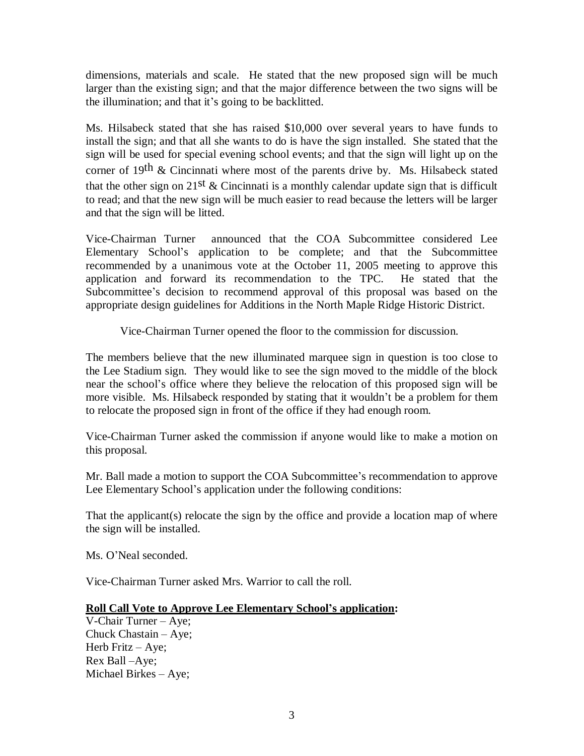dimensions, materials and scale. He stated that the new proposed sign will be much larger than the existing sign; and that the major difference between the two signs will be the illumination; and that it's going to be backlitted.

Ms. Hilsabeck stated that she has raised $10,000 over several years to have funds to install the sign; and that all she wants to do is have the sign installed. She stated that the sign will be used for special evening school events; and that the sign will light up on the corner of 19th & Cincinnati where most of the parents drive by. Ms. Hilsabeck stated that the other sign on 21st & Cincinnati is a monthly calendar update sign that is difficult to read; and that the new sign will be much easier to read because the letters will be larger and that the sign will be litted.

Vice-Chairman Turner announced that the COA Subcommittee considered Lee Elementary School's application to be complete; and that the Subcommittee recommended by a unanimous vote at the October 11, 2005 meeting to approve this application and forward its recommendation to the TPC. He stated that the Subcommittee's decision to recommend approval of this proposal was based on the appropriate design guidelines for Additions in the North Maple Ridge Historic District.

Vice-Chairman Turner opened the floor to the commission for discussion.

The members believe that the new illuminated marquee sign in question is too close to the Lee Stadium sign. They would like to see the sign moved to the middle of the block near the school's office where they believe the relocation of this proposed sign will be more visible. Ms. Hilsabeck responded by stating that it wouldn't be a problem for them to relocate the proposed sign in front of the office if they had enough room.

Vice-Chairman Turner asked the commission if anyone would like to make a motion on this proposal.

Mr. Ball made a motion to support the COA Subcommittee's recommendation to approve Lee Elementary School's application under the following conditions:

That the applicant(s) relocate the sign by the office and provide a location map of where the sign will be installed.

Ms. O'Neal seconded.

Vice-Chairman Turner asked Mrs. Warrior to call the roll.

**Roll Call Vote to Approve Lee Elementary School's application:**

V-Chair Turner – Aye;
Chuck Chastain – Aye;
Herb Fritz – Aye;
Rex Ball –Aye;
Michael Birkes – Aye;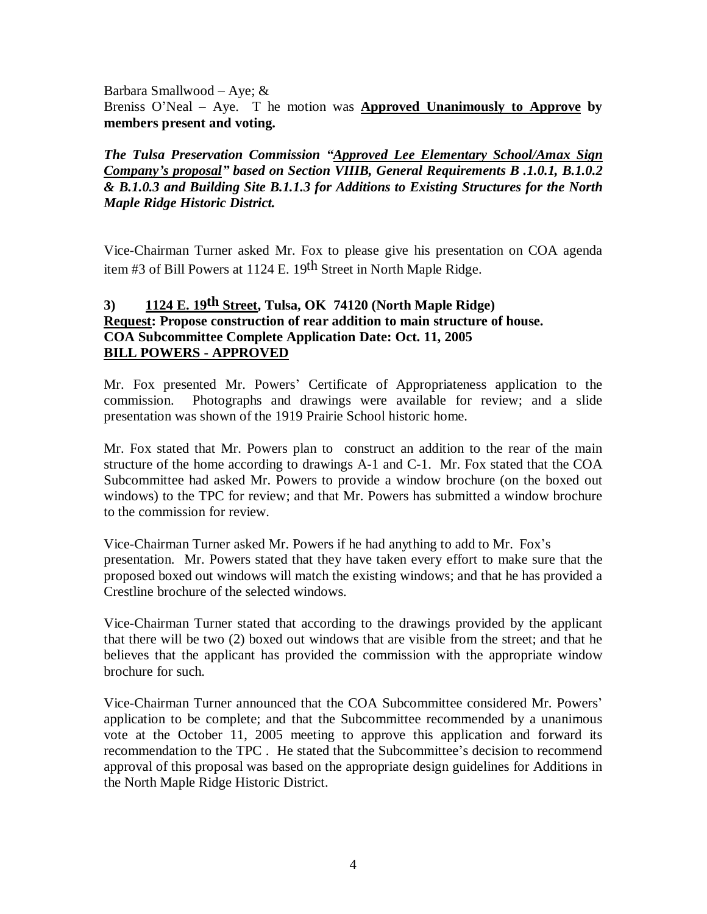Barbara Smallwood – Aye; &
Breniss O'Neal – Aye. T he motion was **<u>Approved Unanimously to Approve</u> by members present and voting.**

***The Tulsa Preservation Commission "<u>Approved Lee Elementary School/Amax Sign Company's proposal</u>" based on Section VIIIB, General Requirements B .1.0.1, B.1.0.2 & B.1.0.3 and Building Site B.1.1.3 for Additions to Existing Structures for the North Maple Ridge Historic District.***

Vice-Chairman Turner asked Mr. Fox to please give his presentation on COA agenda item #3 of Bill Powers at 1124 E. 19th Street in North Maple Ridge.

**3) <u>1124 E. 19th Street</u>, Tulsa, OK 74120 (North Maple Ridge)**
**<u>Request</u>: Propose construction of rear addition to main structure of house.**
**COA Subcommittee Complete Application Date: Oct. 11, 2005**
**<u>BILL POWERS - APPROVED</u>**

Mr. Fox presented Mr. Powers' Certificate of Appropriateness application to the commission. Photographs and drawings were available for review; and a slide presentation was shown of the 1919 Prairie School historic home.

Mr. Fox stated that Mr. Powers plan to construct an addition to the rear of the main structure of the home according to drawings A-1 and C-1. Mr. Fox stated that the COA Subcommittee had asked Mr. Powers to provide a window brochure (on the boxed out windows) to the TPC for review; and that Mr. Powers has submitted a window brochure to the commission for review.

Vice-Chairman Turner asked Mr. Powers if he had anything to add to Mr. Fox's presentation. Mr. Powers stated that they have taken every effort to make sure that the proposed boxed out windows will match the existing windows; and that he has provided a Crestline brochure of the selected windows.

Vice-Chairman Turner stated that according to the drawings provided by the applicant that there will be two (2) boxed out windows that are visible from the street; and that he believes that the applicant has provided the commission with the appropriate window brochure for such.

Vice-Chairman Turner announced that the COA Subcommittee considered Mr. Powers' application to be complete; and that the Subcommittee recommended by a unanimous vote at the October 11, 2005 meeting to approve this application and forward its recommendation to the TPC . He stated that the Subcommittee's decision to recommend approval of this proposal was based on the appropriate design guidelines for Additions in the North Maple Ridge Historic District.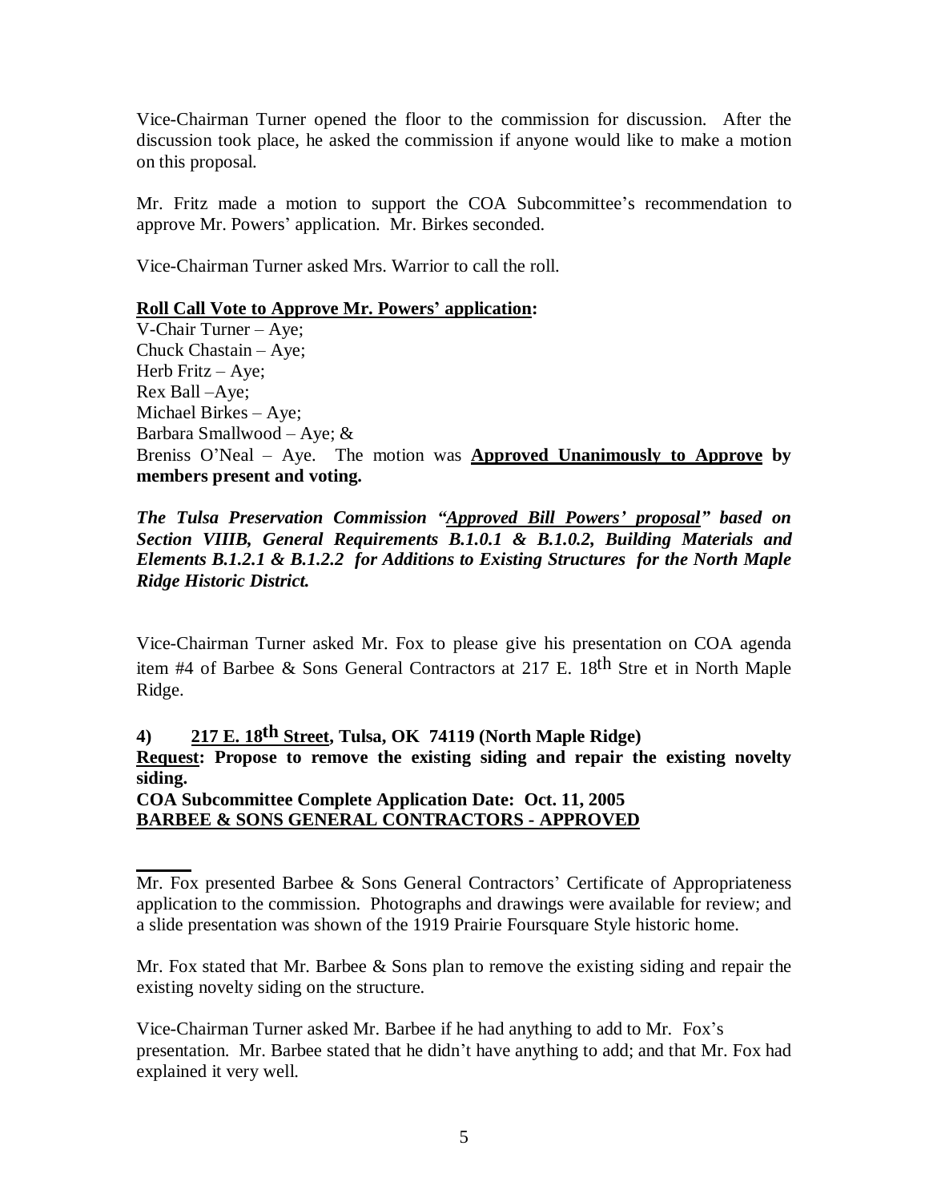Vice-Chairman Turner opened the floor to the commission for discussion. After the discussion took place, he asked the commission if anyone would like to make a motion on this proposal.

Mr. Fritz made a motion to support the COA Subcommittee's recommendation to approve Mr. Powers' application. Mr. Birkes seconded.

Vice-Chairman Turner asked Mrs. Warrior to call the roll.

**Roll Call Vote to Approve Mr. Powers' application:**

V-Chair Turner – Aye;
Chuck Chastain – Aye;
Herb Fritz – Aye;
Rex Ball –Aye;
Michael Birkes – Aye;
Barbara Smallwood – Aye; &
Breniss O'Neal – Aye. The motion was **Approved Unanimously to Approve** by **members present and voting.**

***The Tulsa Preservation Commission "Approved Bill Powers' proposal" based on Section VIIIB, General Requirements B.1.0.1 & B.1.0.2, Building Materials and Elements B.1.2.1 & B.1.2.2 for Additions to Existing Structures for the North Maple Ridge Historic District.***

Vice-Chairman Turner asked Mr. Fox to please give his presentation on COA agenda item #4 of Barbee & Sons General Contractors at 217 E. 18th Stre et in North Maple Ridge.

**4) 217 E. 18th Street, Tulsa, OK 74119 (North Maple Ridge)**

**Request: Propose to remove the existing siding and repair the existing novelty siding.**

**COA Subcommittee Complete Application Date: Oct. 11, 2005**

**BARBEE & SONS GENERAL CONTRACTORS - APPROVED**

Mr. Fox presented Barbee & Sons General Contractors' Certificate of Appropriateness application to the commission. Photographs and drawings were available for review; and a slide presentation was shown of the 1919 Prairie Foursquare Style historic home.

Mr. Fox stated that Mr. Barbee & Sons plan to remove the existing siding and repair the existing novelty siding on the structure.

Vice-Chairman Turner asked Mr. Barbee if he had anything to add to Mr. Fox's presentation. Mr. Barbee stated that he didn't have anything to add; and that Mr. Fox had explained it very well.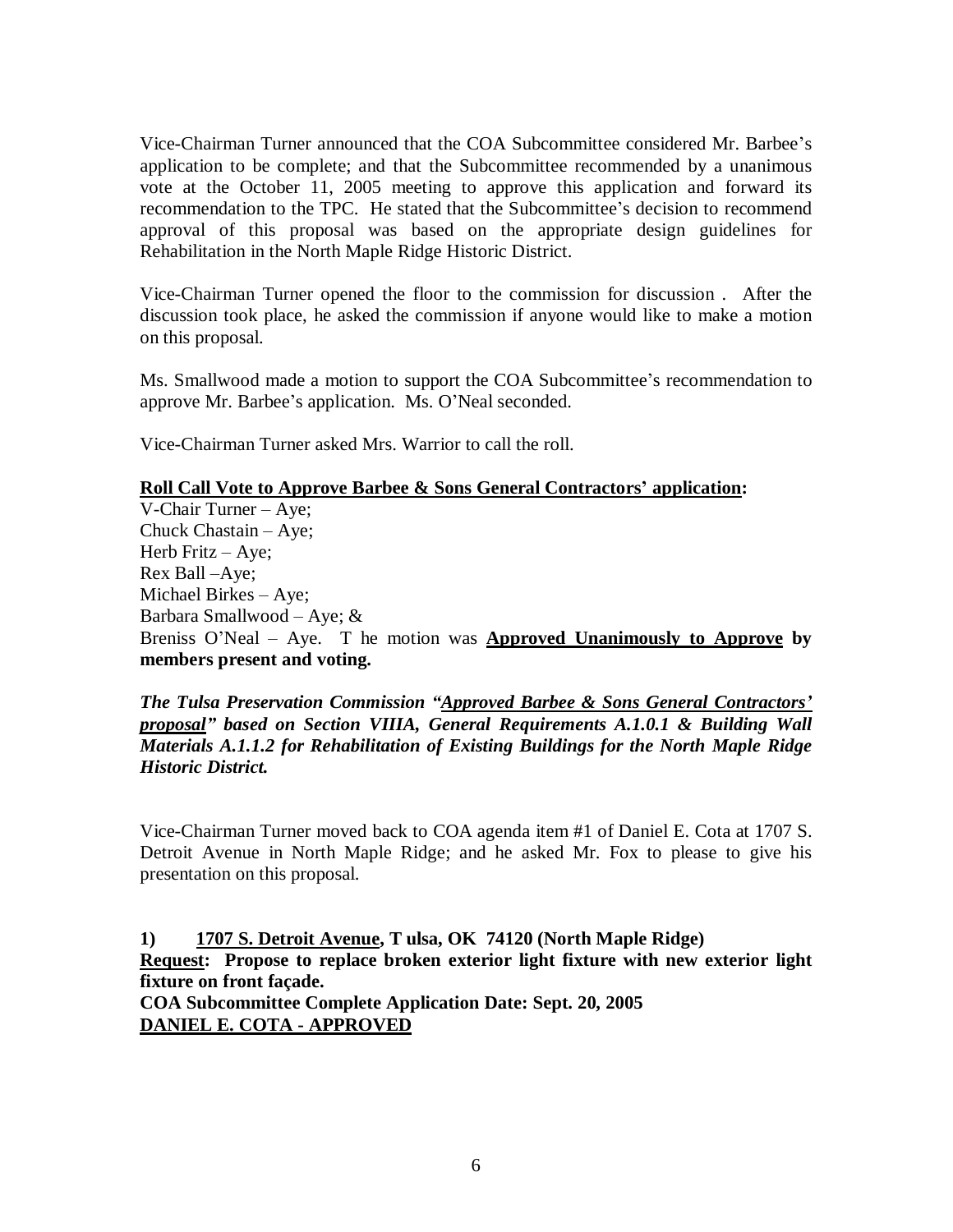Vice-Chairman Turner announced that the COA Subcommittee considered Mr. Barbee's application to be complete; and that the Subcommittee recommended by a unanimous vote at the October 11, 2005 meeting to approve this application and forward its recommendation to the TPC. He stated that the Subcommittee's decision to recommend approval of this proposal was based on the appropriate design guidelines for Rehabilitation in the North Maple Ridge Historic District.

Vice-Chairman Turner opened the floor to the commission for discussion . After the discussion took place, he asked the commission if anyone would like to make a motion on this proposal.

Ms. Smallwood made a motion to support the COA Subcommittee's recommendation to approve Mr. Barbee's application. Ms. O'Neal seconded.

Vice-Chairman Turner asked Mrs. Warrior to call the roll.

**<u>Roll Call Vote to Approve Barbee & Sons General Contractors' application</u>:**
V-Chair Turner – Aye;
Chuck Chastain – Aye;
Herb Fritz – Aye;
Rex Ball –Aye;
Michael Birkes – Aye;
Barbara Smallwood – Aye; &
Breniss O'Neal – Aye. T he motion was **<u>Approved Unanimously to Approve</u> by members present and voting.**

***The Tulsa Preservation Commission "<u>Approved Barbee & Sons General Contractors' proposal</u>" based on Section VIIIA, General Requirements A.1.0.1 & Building Wall Materials A.1.1.2 for Rehabilitation of Existing Buildings for the North Maple Ridge Historic District.***

Vice-Chairman Turner moved back to COA agenda item #1 of Daniel E. Cota at 1707 S. Detroit Avenue in North Maple Ridge; and he asked Mr. Fox to please to give his presentation on this proposal.

**1) <u>1707 S. Detroit Avenue</u>, T ulsa, OK 74120 (North Maple Ridge)**
**<u>Request</u>: Propose to replace broken exterior light fixture with new exterior light fixture on front façade.**
**COA Subcommittee Complete Application Date: Sept. 20, 2005**
**<u>DANIEL E. COTA - APPROVED</u>**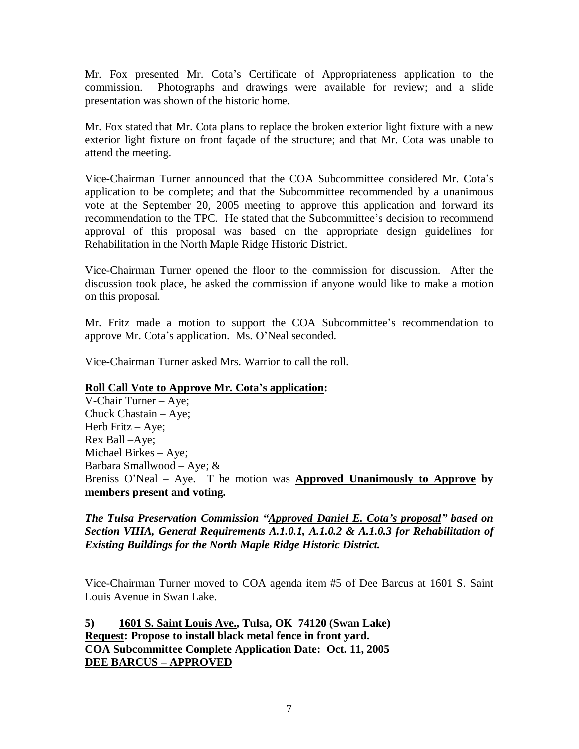Mr. Fox presented Mr. Cota's Certificate of Appropriateness application to the commission. Photographs and drawings were available for review; and a slide presentation was shown of the historic home.

Mr. Fox stated that Mr. Cota plans to replace the broken exterior light fixture with a new exterior light fixture on front façade of the structure; and that Mr. Cota was unable to attend the meeting.

Vice-Chairman Turner announced that the COA Subcommittee considered Mr. Cota's application to be complete; and that the Subcommittee recommended by a unanimous vote at the September 20, 2005 meeting to approve this application and forward its recommendation to the TPC. He stated that the Subcommittee's decision to recommend approval of this proposal was based on the appropriate design guidelines for Rehabilitation in the North Maple Ridge Historic District.

Vice-Chairman Turner opened the floor to the commission for discussion. After the discussion took place, he asked the commission if anyone would like to make a motion on this proposal.

Mr. Fritz made a motion to support the COA Subcommittee's recommendation to approve Mr. Cota's application. Ms. O'Neal seconded.

Vice-Chairman Turner asked Mrs. Warrior to call the roll.

**Roll Call Vote to Approve Mr. Cota's application:**

V-Chair Turner – Aye;
Chuck Chastain – Aye;
Herb Fritz – Aye;
Rex Ball –Aye;
Michael Birkes – Aye;
Barbara Smallwood – Aye; &
Breniss O'Neal – Aye. T he motion was **Approved Unanimously to Approve by members present and voting.**

***The Tulsa Preservation Commission "Approved Daniel E. Cota's proposal" based on Section VIIIA, General Requirements A.1.0.1, A.1.0.2 & A.1.0.3 for Rehabilitation of Existing Buildings for the North Maple Ridge Historic District.***

Vice-Chairman Turner moved to COA agenda item #5 of Dee Barcus at 1601 S. Saint Louis Avenue in Swan Lake.

**5) 1601 S. Saint Louis Ave., Tulsa, OK 74120 (Swan Lake)**
**Request: Propose to install black metal fence in front yard.**
**COA Subcommittee Complete Application Date: Oct. 11, 2005**
**DEE BARCUS – APPROVED**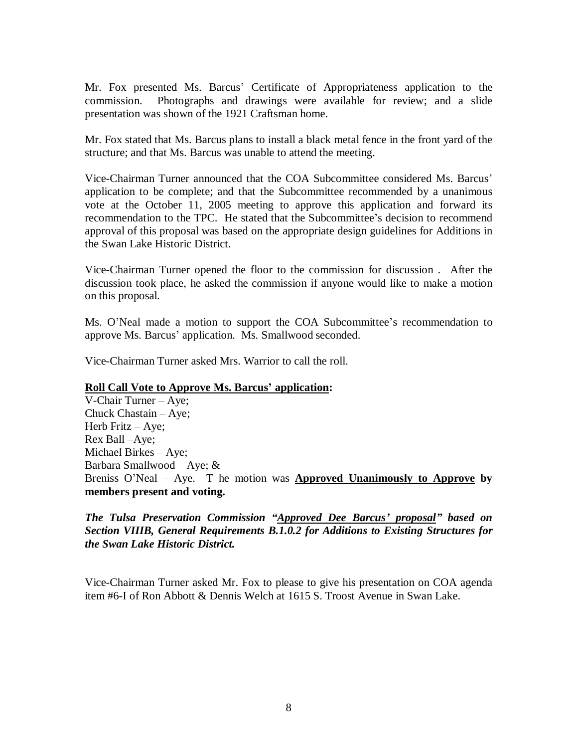Mr. Fox presented Ms. Barcus' Certificate of Appropriateness application to the commission. Photographs and drawings were available for review; and a slide presentation was shown of the 1921 Craftsman home.

Mr. Fox stated that Ms. Barcus plans to install a black metal fence in the front yard of the structure; and that Ms. Barcus was unable to attend the meeting.

Vice-Chairman Turner announced that the COA Subcommittee considered Ms. Barcus' application to be complete; and that the Subcommittee recommended by a unanimous vote at the October 11, 2005 meeting to approve this application and forward its recommendation to the TPC. He stated that the Subcommittee's decision to recommend approval of this proposal was based on the appropriate design guidelines for Additions in the Swan Lake Historic District.

Vice-Chairman Turner opened the floor to the commission for discussion . After the discussion took place, he asked the commission if anyone would like to make a motion on this proposal.

Ms. O'Neal made a motion to support the COA Subcommittee's recommendation to approve Ms. Barcus' application. Ms. Smallwood seconded.

Vice-Chairman Turner asked Mrs. Warrior to call the roll.

**Roll Call Vote to Approve Ms. Barcus' application:**

V-Chair Turner – Aye;
Chuck Chastain – Aye;
Herb Fritz – Aye;
Rex Ball –Aye;
Michael Birkes – Aye;
Barbara Smallwood – Aye; &
Breniss O'Neal – Aye. T he motion was **Approved Unanimously to Approve** by **members present and voting.**

***The Tulsa Preservation Commission "Approved Dee Barcus' proposal" based on Section VIIIB, General Requirements B.1.0.2 for Additions to Existing Structures for the Swan Lake Historic District.***

Vice-Chairman Turner asked Mr. Fox to please to give his presentation on COA agenda item #6-I of Ron Abbott & Dennis Welch at 1615 S. Troost Avenue in Swan Lake.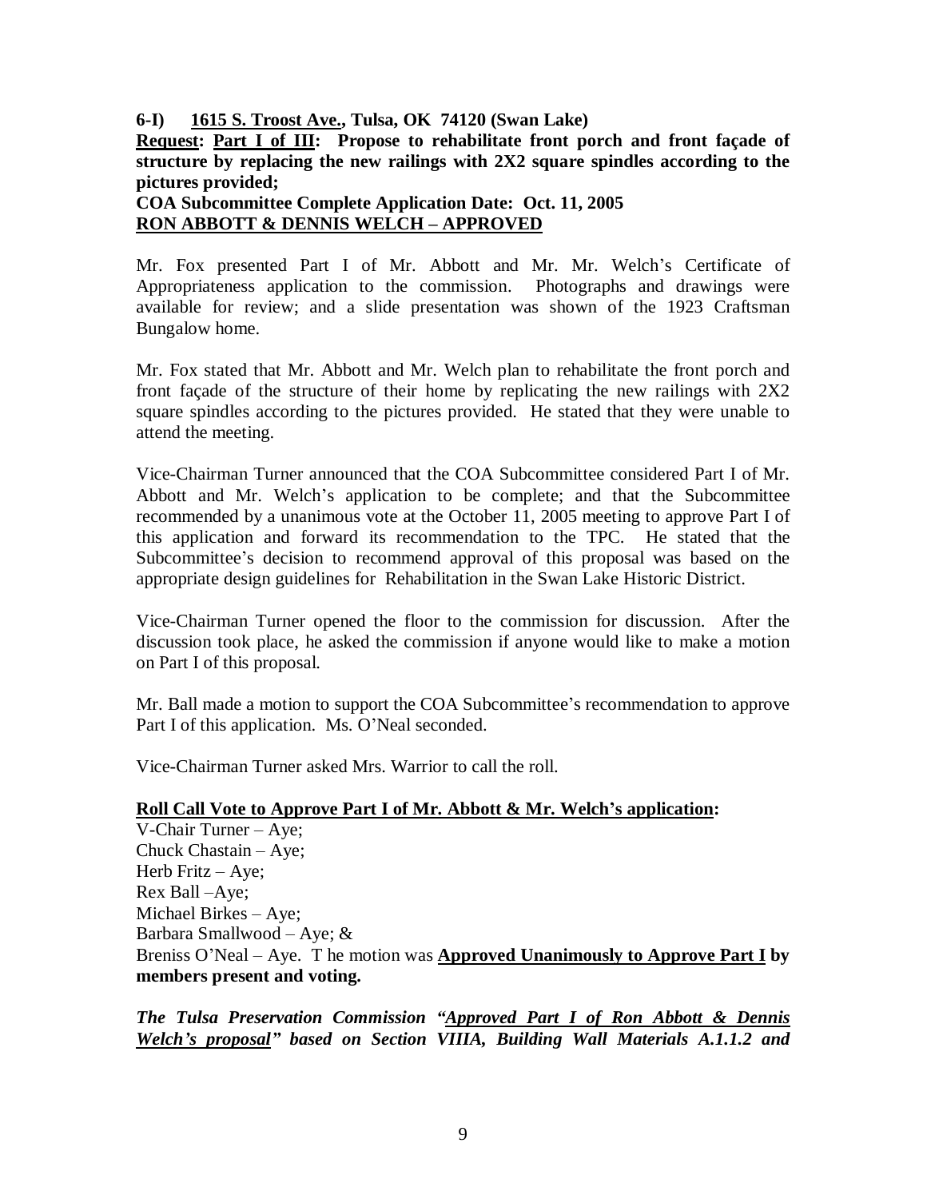**6-I) <u>1615 S. Troost Ave.</u>, Tulsa, OK 74120 (Swan Lake)**

**<u>Request</u>: <u>Part I of III</u>: Propose to rehabilitate front porch and front façade of structure by replacing the new railings with 2X2 square spindles according to the pictures provided;**

**COA Subcommittee Complete Application Date: Oct. 11, 2005**

**<u>RON ABBOTT & DENNIS WELCH – APPROVED</u>**

Mr. Fox presented Part I of Mr. Abbott and Mr. Mr. Welch's Certificate of Appropriateness application to the commission. Photographs and drawings were available for review; and a slide presentation was shown of the 1923 Craftsman Bungalow home.

Mr. Fox stated that Mr. Abbott and Mr. Welch plan to rehabilitate the front porch and front façade of the structure of their home by replicating the new railings with 2X2 square spindles according to the pictures provided. He stated that they were unable to attend the meeting.

Vice-Chairman Turner announced that the COA Subcommittee considered Part I of Mr. Abbott and Mr. Welch's application to be complete; and that the Subcommittee recommended by a unanimous vote at the October 11, 2005 meeting to approve Part I of this application and forward its recommendation to the TPC. He stated that the Subcommittee's decision to recommend approval of this proposal was based on the appropriate design guidelines for Rehabilitation in the Swan Lake Historic District.

Vice-Chairman Turner opened the floor to the commission for discussion. After the discussion took place, he asked the commission if anyone would like to make a motion on Part I of this proposal.

Mr. Ball made a motion to support the COA Subcommittee's recommendation to approve Part I of this application. Ms. O'Neal seconded.

Vice-Chairman Turner asked Mrs. Warrior to call the roll.

**<u>Roll Call Vote to Approve Part I of Mr. Abbott & Mr. Welch's application</u>:**

V-Chair Turner – Aye;
Chuck Chastain – Aye;
Herb Fritz – Aye;
Rex Ball –Aye;
Michael Birkes – Aye;
Barbara Smallwood – Aye; &
Breniss O'Neal – Aye. T he motion was **<u>Approved Unanimously to Approve Part I</u> by members present and voting.**

***The Tulsa Preservation Commission "<u>Approved Part I of Ron Abbott & Dennis Welch's proposal</u>" based on Section VIIIA, Building Wall Materials A.1.1.2 and***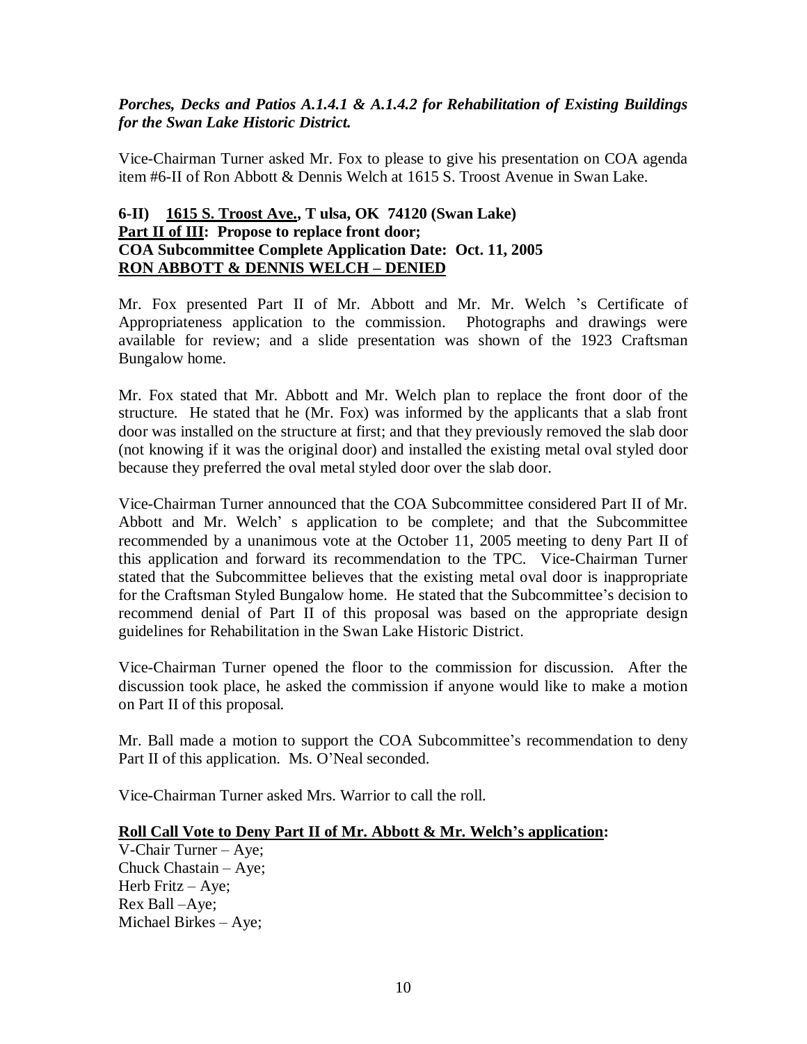***Porches, Decks and Patios A.1.4.1 & A.1.4.2 for Rehabilitation of Existing Buildings for the Swan Lake Historic District.***

Vice-Chairman Turner asked Mr. Fox to please to give his presentation on COA agenda item #6-II of Ron Abbott & Dennis Welch at 1615 S. Troost Avenue in Swan Lake.

**6-II) <u>1615 S. Troost Ave.</u>, T ulsa, OK 74120 (Swan Lake)**
**<u>Part II of III</u>: Propose to replace front door;**
**COA Subcommittee Complete Application Date: Oct. 11, 2005**
**<u>RON ABBOTT & DENNIS WELCH – DENIED</u>**

Mr. Fox presented Part II of Mr. Abbott and Mr. Mr. Welch 's Certificate of Appropriateness application to the commission. Photographs and drawings were available for review; and a slide presentation was shown of the 1923 Craftsman Bungalow home.

Mr. Fox stated that Mr. Abbott and Mr. Welch plan to replace the front door of the structure. He stated that he (Mr. Fox) was informed by the applicants that a slab front door was installed on the structure at first; and that they previously removed the slab door (not knowing if it was the original door) and installed the existing metal oval styled door because they preferred the oval metal styled door over the slab door.

Vice-Chairman Turner announced that the COA Subcommittee considered Part II of Mr. Abbott and Mr. Welch' s application to be complete; and that the Subcommittee recommended by a unanimous vote at the October 11, 2005 meeting to deny Part II of this application and forward its recommendation to the TPC. Vice-Chairman Turner stated that the Subcommittee believes that the existing metal oval door is inappropriate for the Craftsman Styled Bungalow home. He stated that the Subcommittee's decision to recommend denial of Part II of this proposal was based on the appropriate design guidelines for Rehabilitation in the Swan Lake Historic District.

Vice-Chairman Turner opened the floor to the commission for discussion. After the discussion took place, he asked the commission if anyone would like to make a motion on Part II of this proposal.

Mr. Ball made a motion to support the COA Subcommittee's recommendation to deny Part II of this application. Ms. O'Neal seconded.

Vice-Chairman Turner asked Mrs. Warrior to call the roll.

**<u>Roll Call Vote to Deny Part II of Mr. Abbott & Mr. Welch's application</u>:**

V-Chair Turner – Aye;
Chuck Chastain – Aye;
Herb Fritz – Aye;
Rex Ball –Aye;
Michael Birkes – Aye;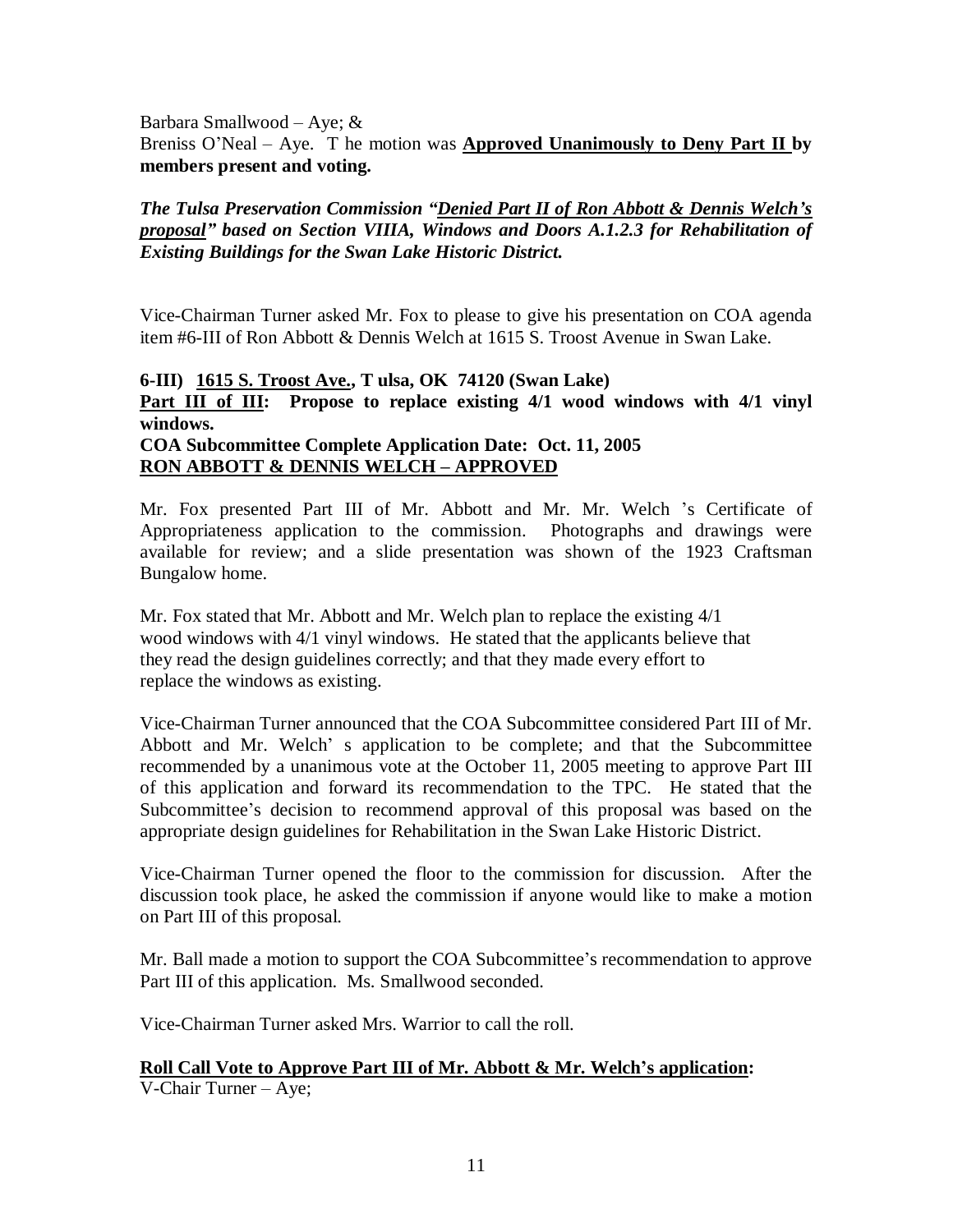Barbara Smallwood – Aye; &
Breniss O'Neal – Aye. T he motion was **Approved Unanimously to Deny Part II by members present and voting.**

***The Tulsa Preservation Commission "Denied Part II of Ron Abbott & Dennis Welch's proposal" based on Section VIIIA, Windows and Doors A.1.2.3 for Rehabilitation of Existing Buildings for the Swan Lake Historic District.***

Vice-Chairman Turner asked Mr. Fox to please to give his presentation on COA agenda item #6-III of Ron Abbott & Dennis Welch at 1615 S. Troost Avenue in Swan Lake.

**6-III) 1615 S. Troost Ave., T ulsa, OK 74120 (Swan Lake)**
**Part III of III: Propose to replace existing 4/1 wood windows with 4/1 vinyl windows.**
**COA Subcommittee Complete Application Date: Oct. 11, 2005**
**RON ABBOTT & DENNIS WELCH – APPROVED**

Mr. Fox presented Part III of Mr. Abbott and Mr. Mr. Welch 's Certificate of Appropriateness application to the commission. Photographs and drawings were available for review; and a slide presentation was shown of the 1923 Craftsman Bungalow home.

Mr. Fox stated that Mr. Abbott and Mr. Welch plan to replace the existing 4/1 wood windows with 4/1 vinyl windows. He stated that the applicants believe that they read the design guidelines correctly; and that they made every effort to replace the windows as existing.

Vice-Chairman Turner announced that the COA Subcommittee considered Part III of Mr. Abbott and Mr. Welch' s application to be complete; and that the Subcommittee recommended by a unanimous vote at the October 11, 2005 meeting to approve Part III of this application and forward its recommendation to the TPC. He stated that the Subcommittee's decision to recommend approval of this proposal was based on the appropriate design guidelines for Rehabilitation in the Swan Lake Historic District.

Vice-Chairman Turner opened the floor to the commission for discussion. After the discussion took place, he asked the commission if anyone would like to make a motion on Part III of this proposal.

Mr. Ball made a motion to support the COA Subcommittee's recommendation to approve Part III of this application. Ms. Smallwood seconded.

Vice-Chairman Turner asked Mrs. Warrior to call the roll.

**Roll Call Vote to Approve Part III of Mr. Abbott & Mr. Welch's application:**
V-Chair Turner – Aye;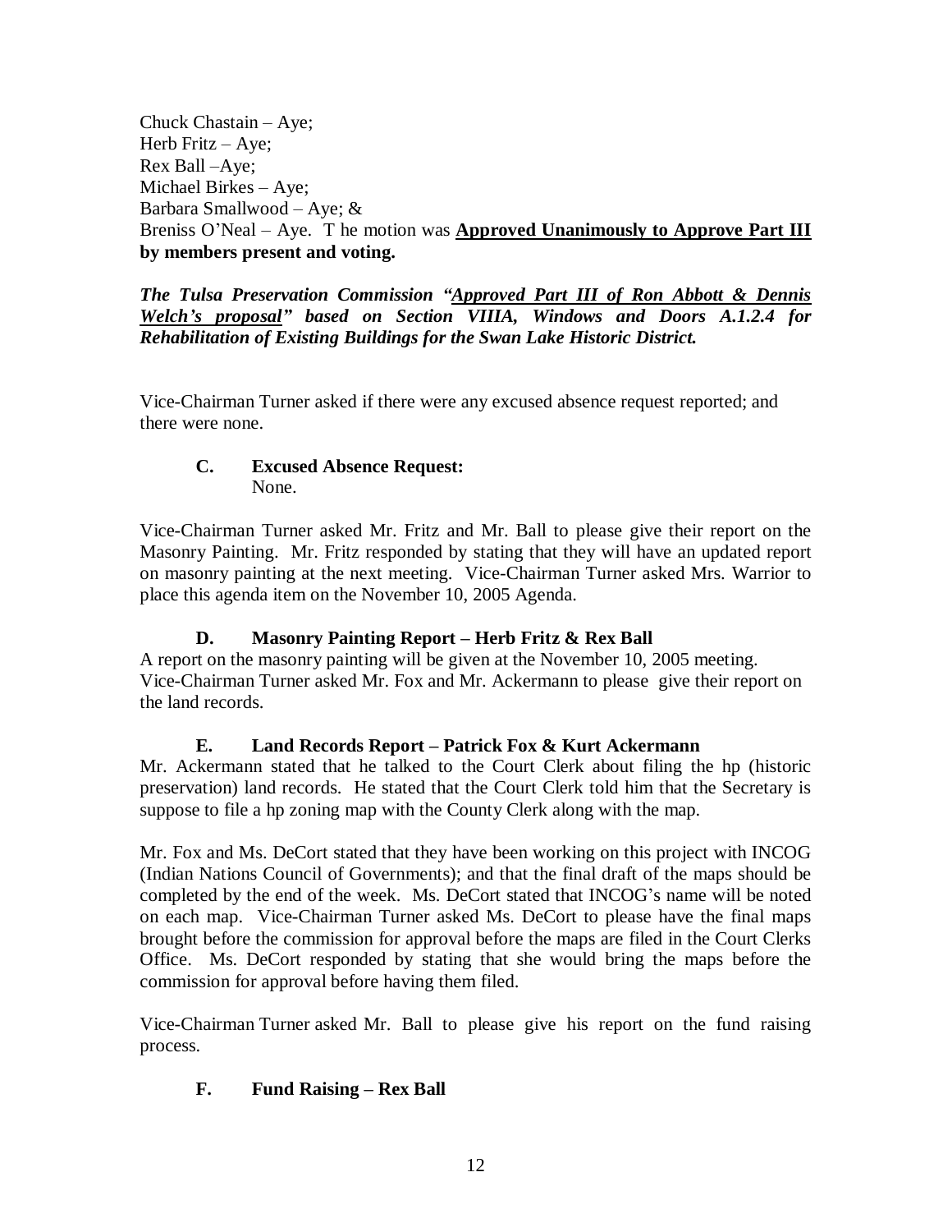Chuck Chastain – Aye;
Herb Fritz – Aye;
Rex Ball –Aye;
Michael Birkes – Aye;
Barbara Smallwood – Aye; &
Breniss O'Neal – Aye. T he motion was **Approved Unanimously to Approve Part III by members present and voting.**

***The Tulsa Preservation Commission "Approved Part III of Ron Abbott & Dennis Welch's proposal" based on Section VIIIA, Windows and Doors A.1.2.4 for Rehabilitation of Existing Buildings for the Swan Lake Historic District.***

Vice-Chairman Turner asked if there were any excused absence request reported; and there were none.

**C. Excused Absence Request:**
None.

Vice-Chairman Turner asked Mr. Fritz and Mr. Ball to please give their report on the Masonry Painting. Mr. Fritz responded by stating that they will have an updated report on masonry painting at the next meeting. Vice-Chairman Turner asked Mrs. Warrior to place this agenda item on the November 10, 2005 Agenda.

**D. Masonry Painting Report – Herb Fritz & Rex Ball**

A report on the masonry painting will be given at the November 10, 2005 meeting. Vice-Chairman Turner asked Mr. Fox and Mr. Ackermann to please give their report on the land records.

**E. Land Records Report – Patrick Fox & Kurt Ackermann**

Mr. Ackermann stated that he talked to the Court Clerk about filing the hp (historic preservation) land records. He stated that the Court Clerk told him that the Secretary is suppose to file a hp zoning map with the County Clerk along with the map.

Mr. Fox and Ms. DeCort stated that they have been working on this project with INCOG (Indian Nations Council of Governments); and that the final draft of the maps should be completed by the end of the week. Ms. DeCort stated that INCOG's name will be noted on each map. Vice-Chairman Turner asked Ms. DeCort to please have the final maps brought before the commission for approval before the maps are filed in the Court Clerks Office. Ms. DeCort responded by stating that she would bring the maps before the commission for approval before having them filed.

Vice-Chairman Turner asked Mr. Ball to please give his report on the fund raising process.

**F. Fund Raising – Rex Ball**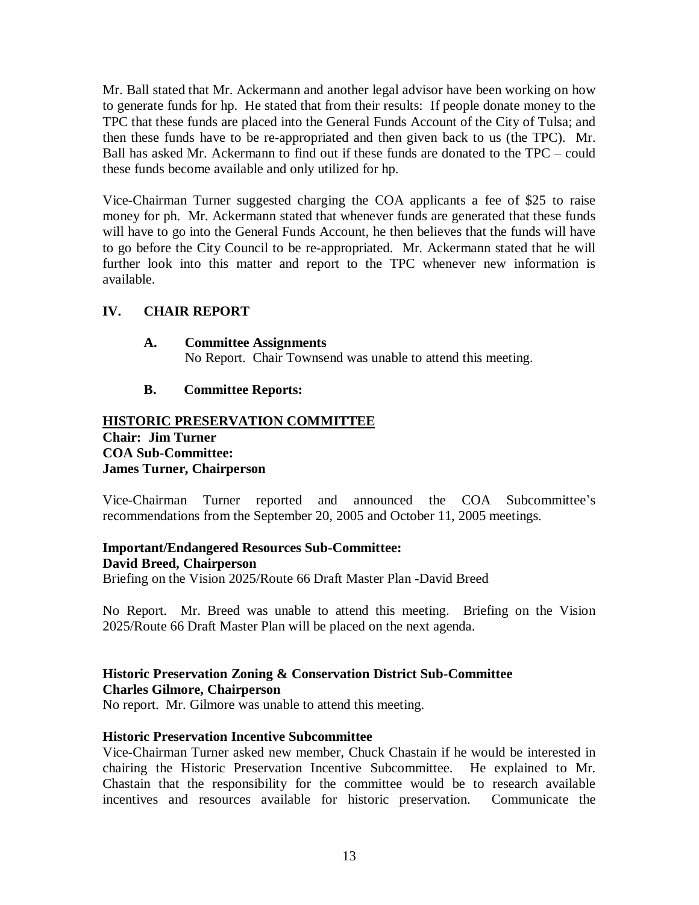Mr. Ball stated that Mr. Ackermann and another legal advisor have been working on how to generate funds for hp. He stated that from their results: If people donate money to the TPC that these funds are placed into the General Funds Account of the City of Tulsa; and then these funds have to be re-appropriated and then given back to us (the TPC). Mr. Ball has asked Mr. Ackermann to find out if these funds are donated to the TPC – could these funds become available and only utilized for hp.

Vice-Chairman Turner suggested charging the COA applicants a fee of $25 to raise money for ph. Mr. Ackermann stated that whenever funds are generated that these funds will have to go into the General Funds Account, he then believes that the funds will have to go before the City Council to be re-appropriated. Mr. Ackermann stated that he will further look into this matter and report to the TPC whenever new information is available.

## IV. CHAIR REPORT

**A. Committee Assignments**

No Report. Chair Townsend was unable to attend this meeting.

**B. Committee Reports:**

**<u>HISTORIC PRESERVATION COMMITTEE</u>**
**Chair: Jim Turner**
**COA Sub-Committee:**
**James Turner, Chairperson**

Vice-Chairman Turner reported and announced the COA Subcommittee's recommendations from the September 20, 2005 and October 11, 2005 meetings.

**Important/Endangered Resources Sub-Committee:**
**David Breed, Chairperson**
Briefing on the Vision 2025/Route 66 Draft Master Plan -David Breed

No Report. Mr. Breed was unable to attend this meeting. Briefing on the Vision 2025/Route 66 Draft Master Plan will be placed on the next agenda.

**Historic Preservation Zoning & Conservation District Sub-Committee**
**Charles Gilmore, Chairperson**
No report. Mr. Gilmore was unable to attend this meeting.

**Historic Preservation Incentive Subcommittee**
Vice-Chairman Turner asked new member, Chuck Chastain if he would be interested in chairing the Historic Preservation Incentive Subcommittee. He explained to Mr. Chastain that the responsibility for the committee would be to research available incentives and resources available for historic preservation. Communicate the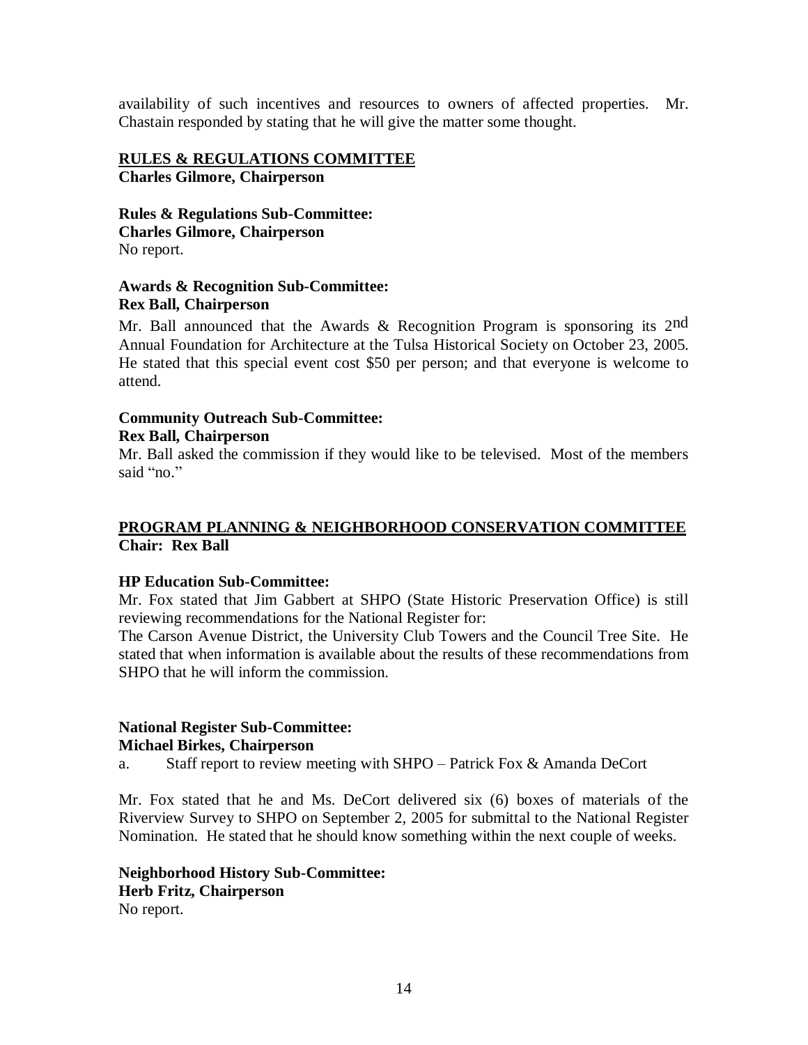availability of such incentives and resources to owners of affected properties. Mr. Chastain responded by stating that he will give the matter some thought.

**RULES & REGULATIONS COMMITTEE**
**Charles Gilmore, Chairperson**

**Rules & Regulations Sub-Committee:**
**Charles Gilmore, Chairperson**
No report.

**Awards & Recognition Sub-Committee:**
**Rex Ball, Chairperson**

Mr. Ball announced that the Awards & Recognition Program is sponsoring its 2nd Annual Foundation for Architecture at the Tulsa Historical Society on October 23, 2005. He stated that this special event cost $50 per person; and that everyone is welcome to attend.

**Community Outreach Sub-Committee:**
**Rex Ball, Chairperson**
Mr. Ball asked the commission if they would like to be televised. Most of the members said "no."

**PROGRAM PLANNING & NEIGHBORHOOD CONSERVATION COMMITTEE**
**Chair: Rex Ball**

**HP Education Sub-Committee:**
Mr. Fox stated that Jim Gabbert at SHPO (State Historic Preservation Office) is still reviewing recommendations for the National Register for:
The Carson Avenue District, the University Club Towers and the Council Tree Site. He stated that when information is available about the results of these recommendations from SHPO that he will inform the commission.

**National Register Sub-Committee:**
**Michael Birkes, Chairperson**

a. Staff report to review meeting with SHPO – Patrick Fox & Amanda DeCort

Mr. Fox stated that he and Ms. DeCort delivered six (6) boxes of materials of the Riverview Survey to SHPO on September 2, 2005 for submittal to the National Register Nomination. He stated that he should know something within the next couple of weeks.

**Neighborhood History Sub-Committee:**
**Herb Fritz, Chairperson**
No report.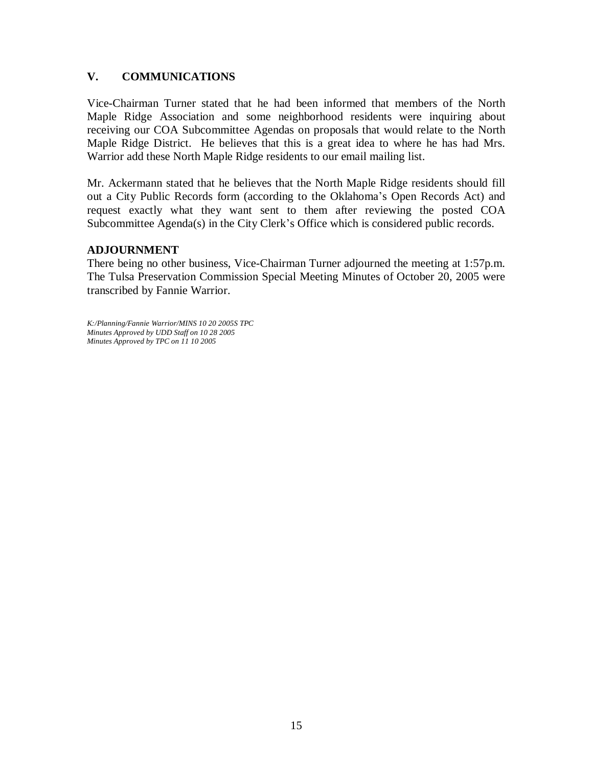## V. COMMUNICATIONS

Vice-Chairman Turner stated that he had been informed that members of the North Maple Ridge Association and some neighborhood residents were inquiring about receiving our COA Subcommittee Agendas on proposals that would relate to the North Maple Ridge District. He believes that this is a great idea to where he has had Mrs. Warrior add these North Maple Ridge residents to our email mailing list.

Mr. Ackermann stated that he believes that the North Maple Ridge residents should fill out a City Public Records form (according to the Oklahoma's Open Records Act) and request exactly what they want sent to them after reviewing the posted COA Subcommittee Agenda(s) in the City Clerk's Office which is considered public records.

**ADJOURNMENT**

There being no other business, Vice-Chairman Turner adjourned the meeting at 1:57p.m. The Tulsa Preservation Commission Special Meeting Minutes of October 20, 2005 were transcribed by Fannie Warrior.

*K:/Planning/Fannie Warrior/MINS 10 20 2005S TPC*
*Minutes Approved by UDD Staff on 10 28 2005*
*Minutes Approved by TPC on 11 10 2005*